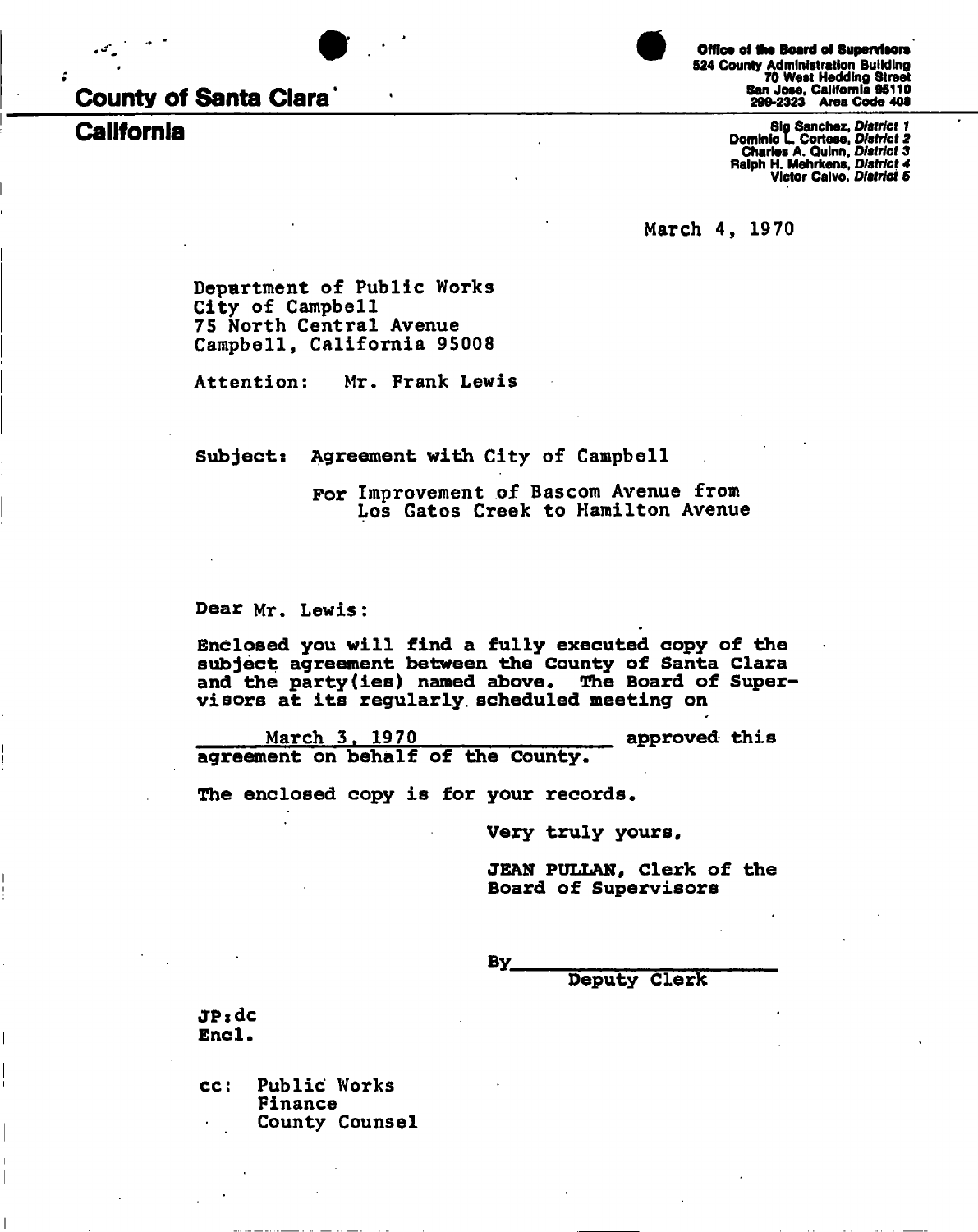**County of Santa Clara**

**California**

**Office of the Board of Supervisors**
524 County Administration Building
70 West Hedding Street
San Jose, California 95110
299-2323 Area Code 408

Sig Sanchez, *District 1*
Dominic L. Cortese, *District 2*
Charles A. Quinn, *District 3*
Ralph H. Mehrkens, *District 4*
Victor Calvo, *District 5*

March 4, 1970

Department of Public Works
City of Campbell
75 North Central Avenue
Campbell, California 95008

Attention: Mr. Frank Lewis

Subject: Agreement with City of Campbell

For Improvement of Bascom Avenue from Los Gatos Creek to Hamilton Avenue

Dear Mr. Lewis:

Enclosed you will find a fully executed copy of the subject agreement between the County of Santa Clara and the party(ies) named above. The Board of Supervisors at its regularly scheduled meeting on March 3, 1970 approved this agreement on behalf of the County.

The enclosed copy is for your records.

Very truly yours,

JEAN PULLAN, Clerk of the Board of Supervisors

By\_\_\_\_\_\_\_\_\_\_\_\_\_\_\_\_\_\_\_\_
Deputy Clerk

JP:dc
Encl.

cc: Public Works
Finance
County Counsel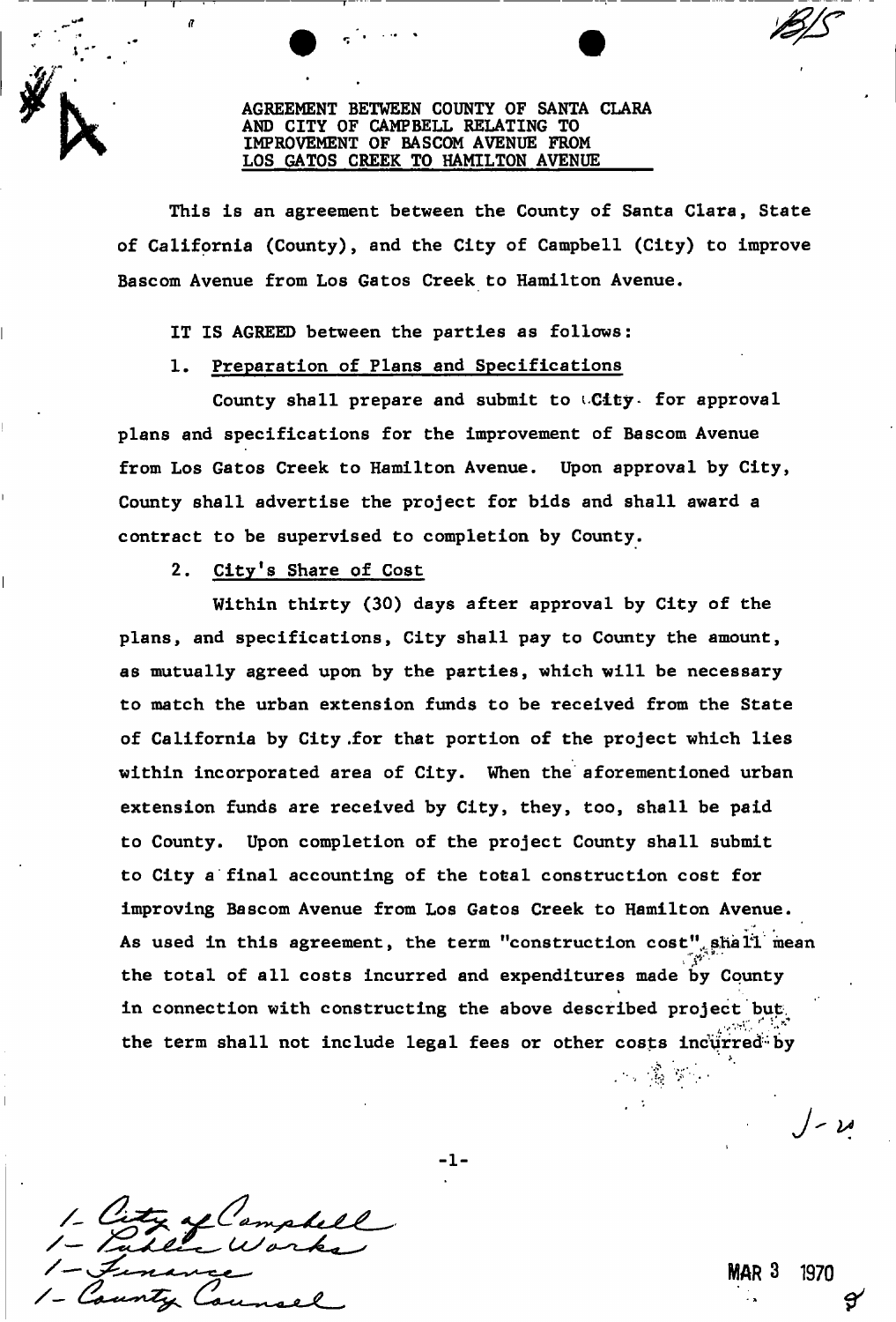AGREEMENT BETWEEN COUNTY OF SANTA CLARA AND CITY OF CAMPBELL RELATING TO IMPROVEMENT OF BASCOM AVENUE FROM LOS GATOS CREEK TO HAMILTON AVENUE

This is an agreement between the County of Santa Clara, State of California (County), and the City of Campbell (City) to improve Bascom Avenue from Los Gatos Creek to Hamilton Avenue.

IT IS AGREED between the parties as follows:

1. Preparation of Plans and Specifications

County shall prepare and submit to City for approval plans and specifications for the improvement of Bascom Avenue from Los Gatos Creek to Hamilton Avenue. Upon approval by City, County shall advertise the project for bids and shall award a contract to be supervised to completion by County.

2. City's Share of Cost

Within thirty (30) days after approval by City of the plans, and specifications, City shall pay to County the amount, as mutually agreed upon by the parties, which will be necessary to match the urban extension funds to be received from the State of California by City for that portion of the project which lies within incorporated area of City. When the aforementioned urban extension funds are received by City, they, too, shall be paid to County. Upon completion of the project County shall submit to City a final accounting of the total construction cost for improving Bascom Avenue from Los Gatos Creek to Hamilton Avenue. As used in this agreement, the term "construction cost" shall mean the total of all costs incurred and expenditures made by County in connection with constructing the above described project but the term shall not include legal fees or other costs incurred by

1- City of Campbell
1- Public Works
1- Finance
1- County Counsel

MAR 3 1970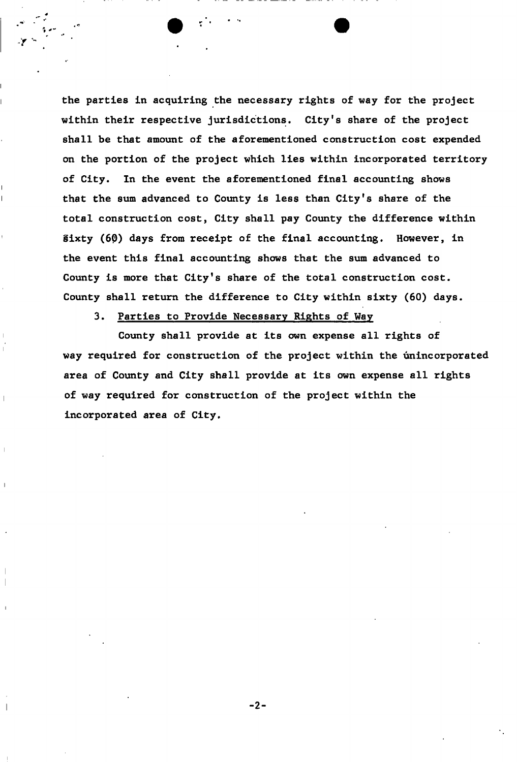the parties in acquiring the necessary rights of way for the project within their respective jurisdictions. City's share of the project shall be that amount of the aforementioned construction cost expended on the portion of the project which lies within incorporated territory of City. In the event the aforementioned final accounting shows that the sum advanced to County is less than City's share of the total construction cost, City shall pay County the difference within sixty (60) days from receipt of the final accounting. However, in the event this final accounting shows that the sum advanced to County is more that City's share of the total construction cost. County shall return the difference to City within sixty (60) days.

3. Parties to Provide Necessary Rights of Way

County shall provide at its own expense all rights of way required for construction of the project within the unincorporated area of County and City shall provide at its own expense all rights of way required for construction of the project within the incorporated area of City.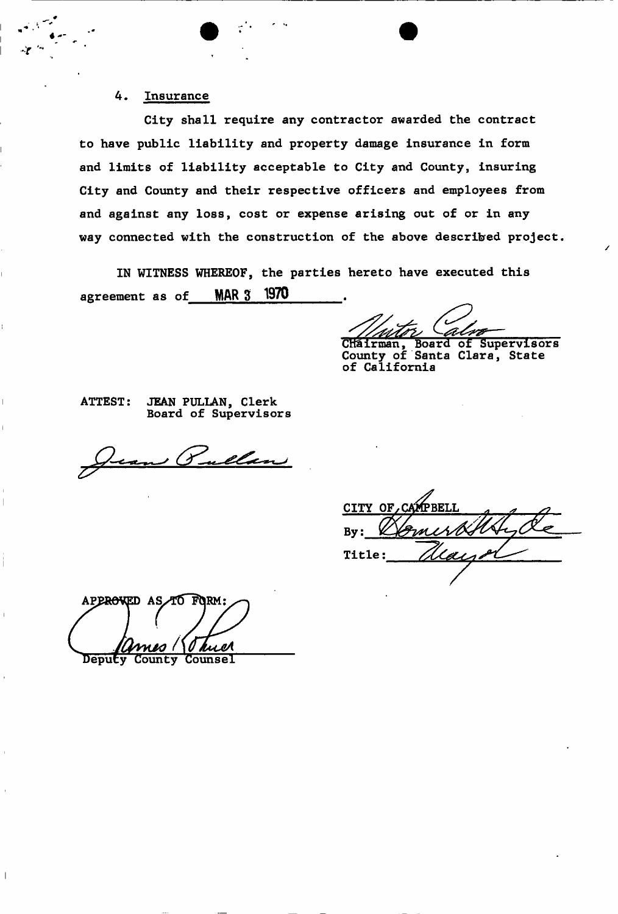## 4. Insurance

City shall require any contractor awarded the contract to have public liability and property damage insurance in form and limits of liability acceptable to City and County, insuring City and County and their respective officers and employees from and against any loss, cost or expense arising out of or in any way connected with the construction of the above described project.

IN WITNESS WHEREOF, the parties hereto have executed this agreement as of MAR 3 1970.

Victor Calvo
Chairman, Board of Supervisors
County of Santa Clara, State of California

ATTEST: JEAN PULLAN, Clerk
Board of Supervisors

Jean Pullan

CITY OF CAMPBELL

By: Homer W. Hyde

Title: Mayor

APPROVED AS TO FORM:

James R. Shuer
Deputy County Counsel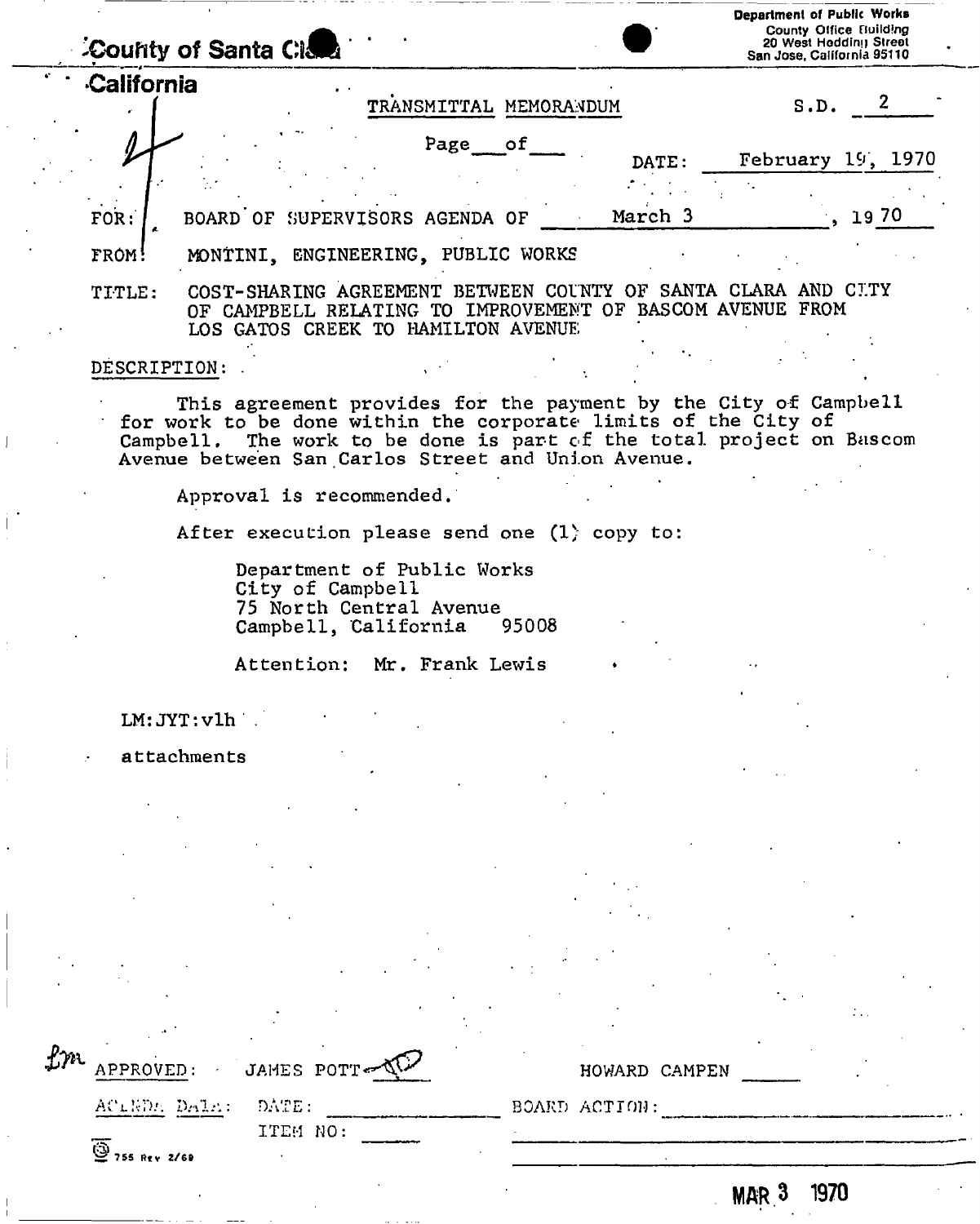County of Santa Clara
California

Department of Public Works
County Office Building
20 West Hedding Street
San Jose, California 95110

TRANSMITTAL MEMORANDUM

S.D. 2

Page \_\_\_ of \_\_\_

DATE: February 19, 1970

FOR: BOARD OF SUPERVISORS AGENDA OF March 3, 1970

FROM: MONTINI, ENGINEERING, PUBLIC WORKS

TITLE: COST-SHARING AGREEMENT BETWEEN COUNTY OF SANTA CLARA AND CITY OF CAMPBELL RELATING TO IMPROVEMENT OF BASCOM AVENUE FROM LOS GATOS CREEK TO HAMILTON AVENUE

DESCRIPTION:

This agreement provides for the payment by the City of Campbell for work to be done within the corporate limits of the City of Campbell. The work to be done is part of the total project on Bascom Avenue between San Carlos Street and Union Avenue.

Approval is recommended.

After execution please send one (1) copy to:

Department of Public Works
City of Campbell
75 North Central Avenue
Campbell, California 95008

Attention: Mr. Frank Lewis

LM:JYT:vlh

attachments

APPROVED: JAMES POTT HOWARD CAMPEN

AGENDA DATA: DATE: \_\_\_\_\_\_ BOARD ACTION: \_\_\_\_\_\_

ITEM NO: \_\_\_\_\_\_

755 Rev 2/69

MAR 3 1970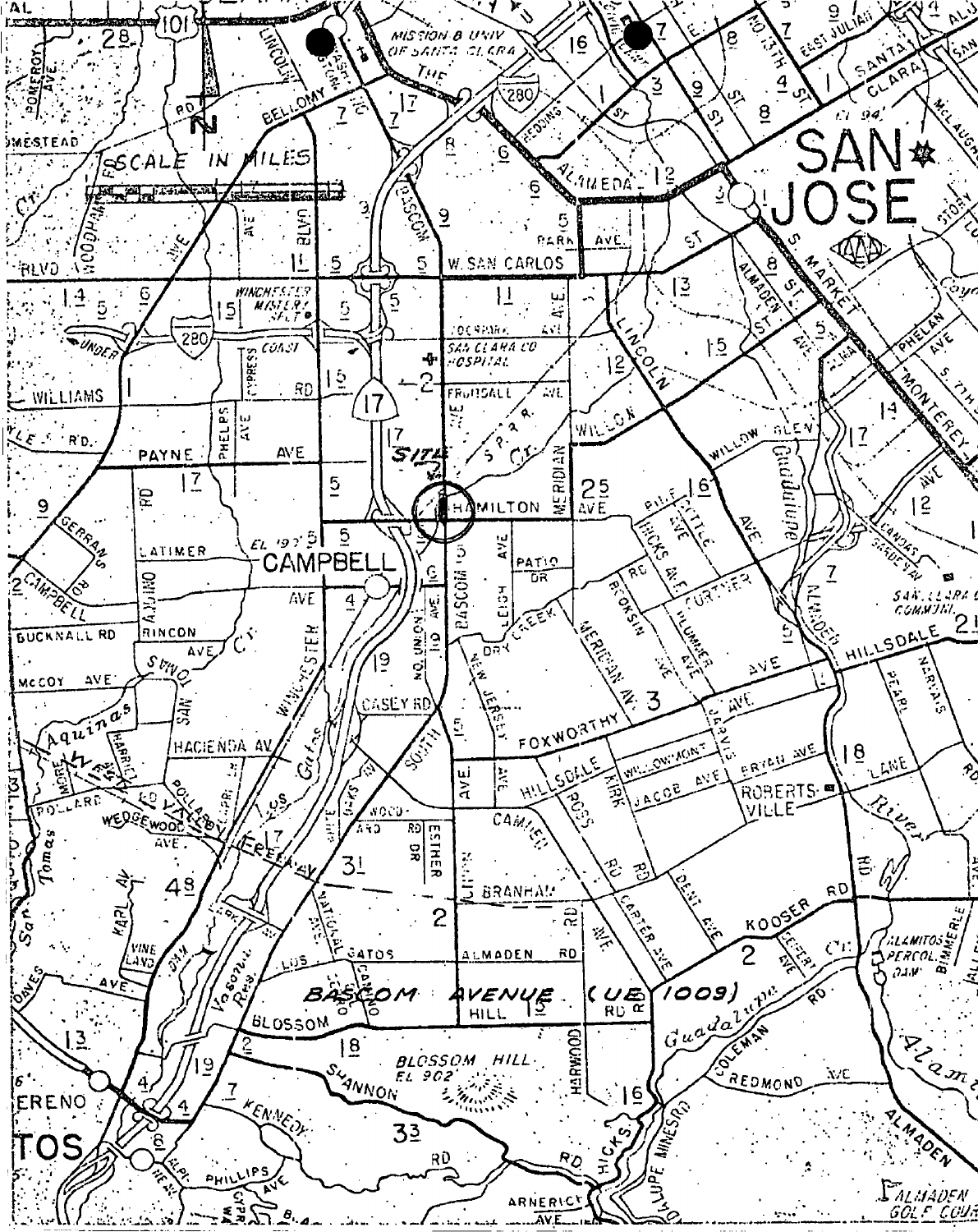SAN JOSE

CAMPBELL

SCALE IN MILES

N

SITE

HAMILTON AVE

BASCOM AVENUE (UE 1009)

MISSION & UNIV OF SANTA CLARA

SAN CLARA CO HOSPITAL

WINCHESTER MYSTERY HSE

BLOSSOM HILL EL 902

ROBERTSVILLE

ALMADEN GOLF COURSE